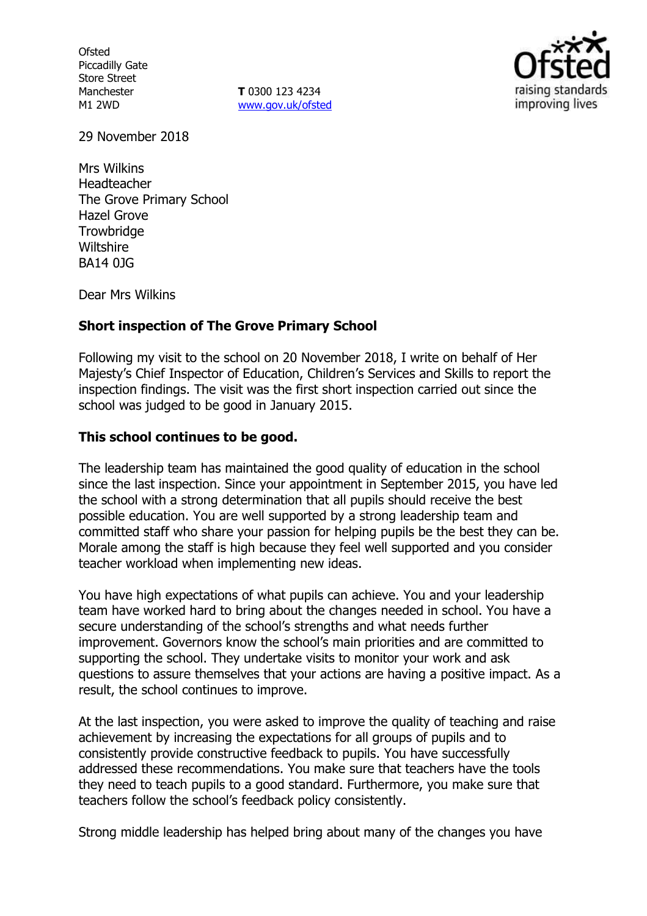Ofsted
Piccadilly Gate
Store Street
Manchester
M1 2WD

**T** 0300 123 4234
www.gov.uk/ofsted

29 November 2018

Mrs Wilkins
Headteacher
The Grove Primary School
Hazel Grove
Trowbridge
Wiltshire
BA14 0JG

Dear Mrs Wilkins

**Short inspection of The Grove Primary School**

Following my visit to the school on 20 November 2018, I write on behalf of Her Majesty's Chief Inspector of Education, Children's Services and Skills to report the inspection findings. The visit was the first short inspection carried out since the school was judged to be good in January 2015.

**This school continues to be good.**

The leadership team has maintained the good quality of education in the school since the last inspection. Since your appointment in September 2015, you have led the school with a strong determination that all pupils should receive the best possible education. You are well supported by a strong leadership team and committed staff who share your passion for helping pupils be the best they can be. Morale among the staff is high because they feel well supported and you consider teacher workload when implementing new ideas.

You have high expectations of what pupils can achieve. You and your leadership team have worked hard to bring about the changes needed in school. You have a secure understanding of the school's strengths and what needs further improvement. Governors know the school's main priorities and are committed to supporting the school. They undertake visits to monitor your work and ask questions to assure themselves that your actions are having a positive impact. As a result, the school continues to improve.

At the last inspection, you were asked to improve the quality of teaching and raise achievement by increasing the expectations for all groups of pupils and to consistently provide constructive feedback to pupils. You have successfully addressed these recommendations. You make sure that teachers have the tools they need to teach pupils to a good standard. Furthermore, you make sure that teachers follow the school's feedback policy consistently.

Strong middle leadership has helped bring about many of the changes you have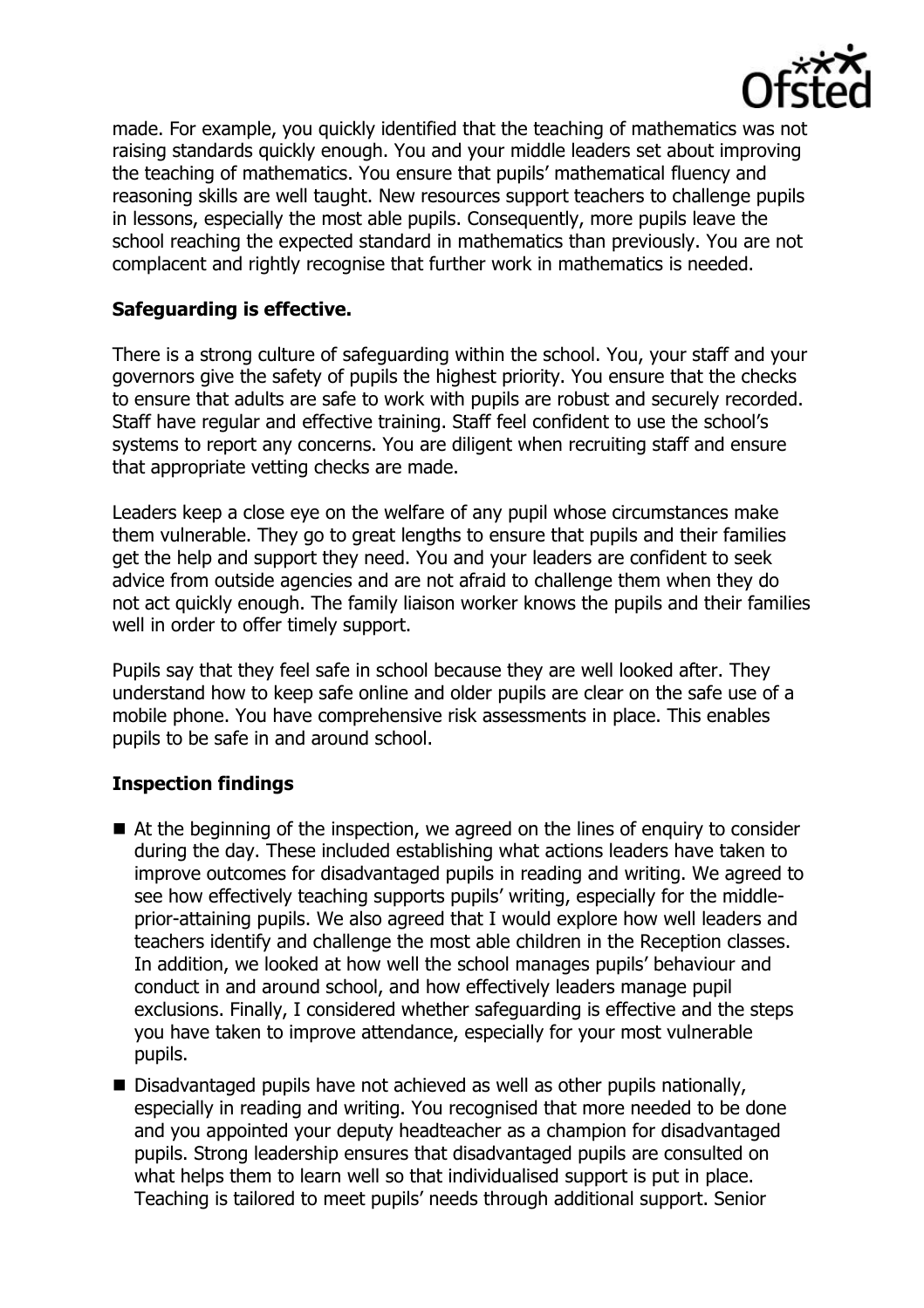made. For example, you quickly identified that the teaching of mathematics was not raising standards quickly enough. You and your middle leaders set about improving the teaching of mathematics. You ensure that pupils' mathematical fluency and reasoning skills are well taught. New resources support teachers to challenge pupils in lessons, especially the most able pupils. Consequently, more pupils leave the school reaching the expected standard in mathematics than previously. You are not complacent and rightly recognise that further work in mathematics is needed.

## Safeguarding is effective.

There is a strong culture of safeguarding within the school. You, your staff and your governors give the safety of pupils the highest priority. You ensure that the checks to ensure that adults are safe to work with pupils are robust and securely recorded. Staff have regular and effective training. Staff feel confident to use the school's systems to report any concerns. You are diligent when recruiting staff and ensure that appropriate vetting checks are made.

Leaders keep a close eye on the welfare of any pupil whose circumstances make them vulnerable. They go to great lengths to ensure that pupils and their families get the help and support they need. You and your leaders are confident to seek advice from outside agencies and are not afraid to challenge them when they do not act quickly enough. The family liaison worker knows the pupils and their families well in order to offer timely support.

Pupils say that they feel safe in school because they are well looked after. They understand how to keep safe online and older pupils are clear on the safe use of a mobile phone. You have comprehensive risk assessments in place. This enables pupils to be safe in and around school.

## Inspection findings

- At the beginning of the inspection, we agreed on the lines of enquiry to consider during the day. These included establishing what actions leaders have taken to improve outcomes for disadvantaged pupils in reading and writing. We agreed to see how effectively teaching supports pupils' writing, especially for the middle-prior-attaining pupils. We also agreed that I would explore how well leaders and teachers identify and challenge the most able children in the Reception classes. In addition, we looked at how well the school manages pupils' behaviour and conduct in and around school, and how effectively leaders manage pupil exclusions. Finally, I considered whether safeguarding is effective and the steps you have taken to improve attendance, especially for your most vulnerable pupils.
- Disadvantaged pupils have not achieved as well as other pupils nationally, especially in reading and writing. You recognised that more needed to be done and you appointed your deputy headteacher as a champion for disadvantaged pupils. Strong leadership ensures that disadvantaged pupils are consulted on what helps them to learn well so that individualised support is put in place. Teaching is tailored to meet pupils' needs through additional support. Senior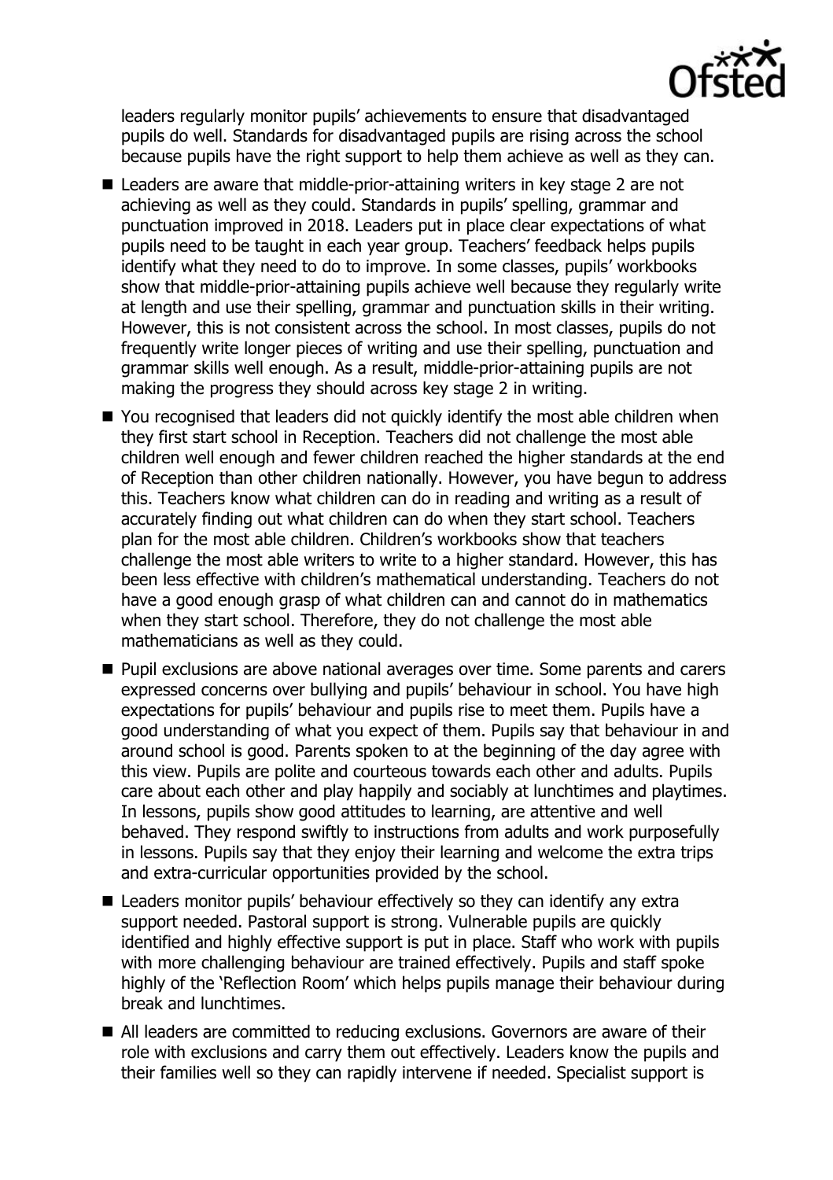leaders regularly monitor pupils' achievements to ensure that disadvantaged pupils do well. Standards for disadvantaged pupils are rising across the school because pupils have the right support to help them achieve as well as they can.

- Leaders are aware that middle-prior-attaining writers in key stage 2 are not achieving as well as they could. Standards in pupils' spelling, grammar and punctuation improved in 2018. Leaders put in place clear expectations of what pupils need to be taught in each year group. Teachers' feedback helps pupils identify what they need to do to improve. In some classes, pupils' workbooks show that middle-prior-attaining pupils achieve well because they regularly write at length and use their spelling, grammar and punctuation skills in their writing. However, this is not consistent across the school. In most classes, pupils do not frequently write longer pieces of writing and use their spelling, punctuation and grammar skills well enough. As a result, middle-prior-attaining pupils are not making the progress they should across key stage 2 in writing.
- You recognised that leaders did not quickly identify the most able children when they first start school in Reception. Teachers did not challenge the most able children well enough and fewer children reached the higher standards at the end of Reception than other children nationally. However, you have begun to address this. Teachers know what children can do in reading and writing as a result of accurately finding out what children can do when they start school. Teachers plan for the most able children. Children's workbooks show that teachers challenge the most able writers to write to a higher standard. However, this has been less effective with children's mathematical understanding. Teachers do not have a good enough grasp of what children can and cannot do in mathematics when they start school. Therefore, they do not challenge the most able mathematicians as well as they could.
- Pupil exclusions are above national averages over time. Some parents and carers expressed concerns over bullying and pupils' behaviour in school. You have high expectations for pupils' behaviour and pupils rise to meet them. Pupils have a good understanding of what you expect of them. Pupils say that behaviour in and around school is good. Parents spoken to at the beginning of the day agree with this view. Pupils are polite and courteous towards each other and adults. Pupils care about each other and play happily and sociably at lunchtimes and playtimes. In lessons, pupils show good attitudes to learning, are attentive and well behaved. They respond swiftly to instructions from adults and work purposefully in lessons. Pupils say that they enjoy their learning and welcome the extra trips and extra-curricular opportunities provided by the school.
- Leaders monitor pupils' behaviour effectively so they can identify any extra support needed. Pastoral support is strong. Vulnerable pupils are quickly identified and highly effective support is put in place. Staff who work with pupils with more challenging behaviour are trained effectively. Pupils and staff spoke highly of the 'Reflection Room' which helps pupils manage their behaviour during break and lunchtimes.
- All leaders are committed to reducing exclusions. Governors are aware of their role with exclusions and carry them out effectively. Leaders know the pupils and their families well so they can rapidly intervene if needed. Specialist support is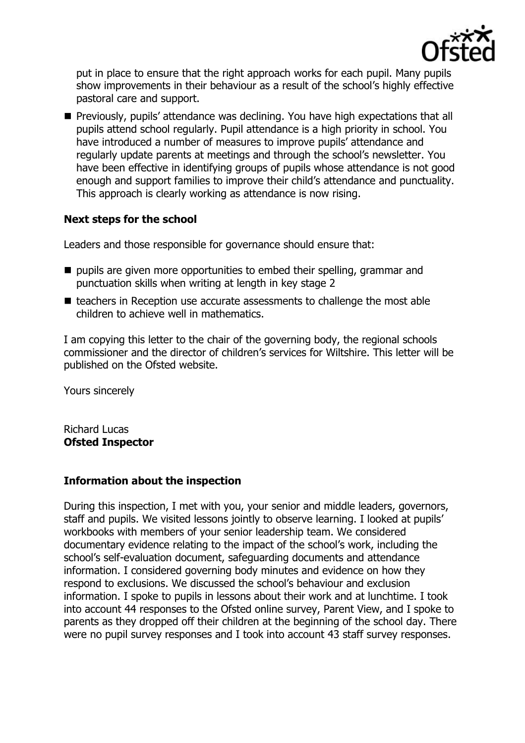put in place to ensure that the right approach works for each pupil. Many pupils show improvements in their behaviour as a result of the school's highly effective pastoral care and support.

- Previously, pupils' attendance was declining. You have high expectations that all pupils attend school regularly. Pupil attendance is a high priority in school. You have introduced a number of measures to improve pupils' attendance and regularly update parents at meetings and through the school's newsletter. You have been effective in identifying groups of pupils whose attendance is not good enough and support families to improve their child's attendance and punctuality. This approach is clearly working as attendance is now rising.

### Next steps for the school

Leaders and those responsible for governance should ensure that:

- pupils are given more opportunities to embed their spelling, grammar and punctuation skills when writing at length in key stage 2
- teachers in Reception use accurate assessments to challenge the most able children to achieve well in mathematics.

I am copying this letter to the chair of the governing body, the regional schools commissioner and the director of children's services for Wiltshire. This letter will be published on the Ofsted website.

Yours sincerely

Richard Lucas
**Ofsted Inspector**

### Information about the inspection

During this inspection, I met with you, your senior and middle leaders, governors, staff and pupils. We visited lessons jointly to observe learning. I looked at pupils' workbooks with members of your senior leadership team. We considered documentary evidence relating to the impact of the school's work, including the school's self-evaluation document, safeguarding documents and attendance information. I considered governing body minutes and evidence on how they respond to exclusions. We discussed the school's behaviour and exclusion information. I spoke to pupils in lessons about their work and at lunchtime. I took into account 44 responses to the Ofsted online survey, Parent View, and I spoke to parents as they dropped off their children at the beginning of the school day. There were no pupil survey responses and I took into account 43 staff survey responses.